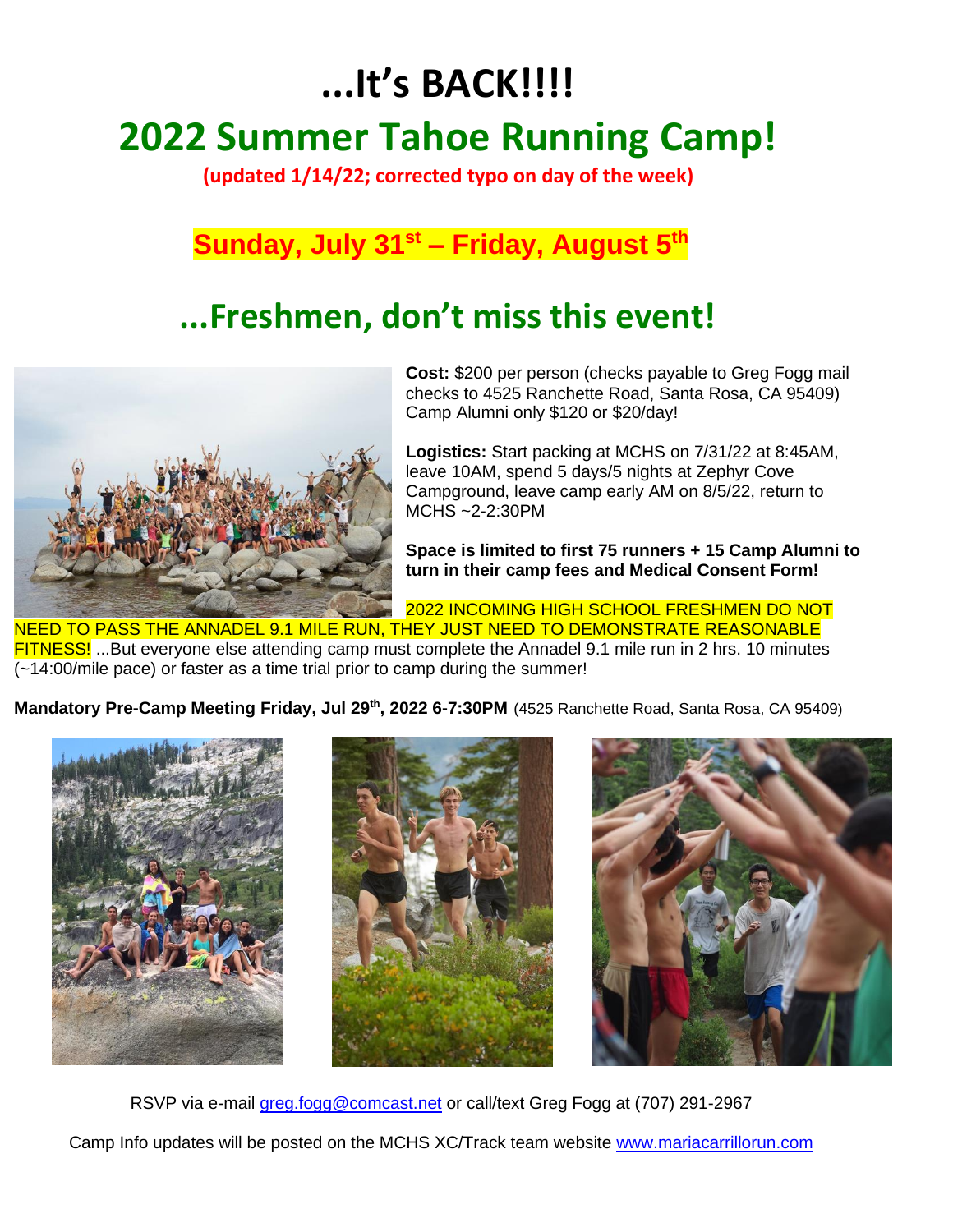# ...It's BACK!!!!

# 2022 Summer Tahoe Running Camp!

**(updated 1/14/22; corrected typo on day of the week)**

## Sunday, July 31st – Friday, August 5th

## ...Freshmen, don't miss this event!

**Cost:** $200 per person (checks payable to Greg Fogg mail checks to 4525 Ranchette Road, Santa Rosa, CA 95409) Camp Alumni only $120 or $20/day!

**Logistics:** Start packing at MCHS on 7/31/22 at 8:45AM, leave 10AM, spend 5 days/5 nights at Zephyr Cove Campground, leave camp early AM on 8/5/22, return to MCHS ~2-2:30PM

**Space is limited to first 75 runners + 15 Camp Alumni to turn in their camp fees and Medical Consent Form!**

2022 INCOMING HIGH SCHOOL FRESHMEN DO NOT NEED TO PASS THE ANNADEL 9.1 MILE RUN, THEY JUST NEED TO DEMONSTRATE REASONABLE FITNESS! ...But everyone else attending camp must complete the Annadel 9.1 mile run in 2 hrs. 10 minutes (~14:00/mile pace) or faster as a time trial prior to camp during the summer!

**Mandatory Pre-Camp Meeting Friday, Jul 29th, 2022 6-7:30PM** (4525 Ranchette Road, Santa Rosa, CA 95409)

RSVP via e-mail greg.fogg@comcast.net or call/text Greg Fogg at (707) 291-2967

Camp Info updates will be posted on the MCHS XC/Track team website www.mariacarrillorun.com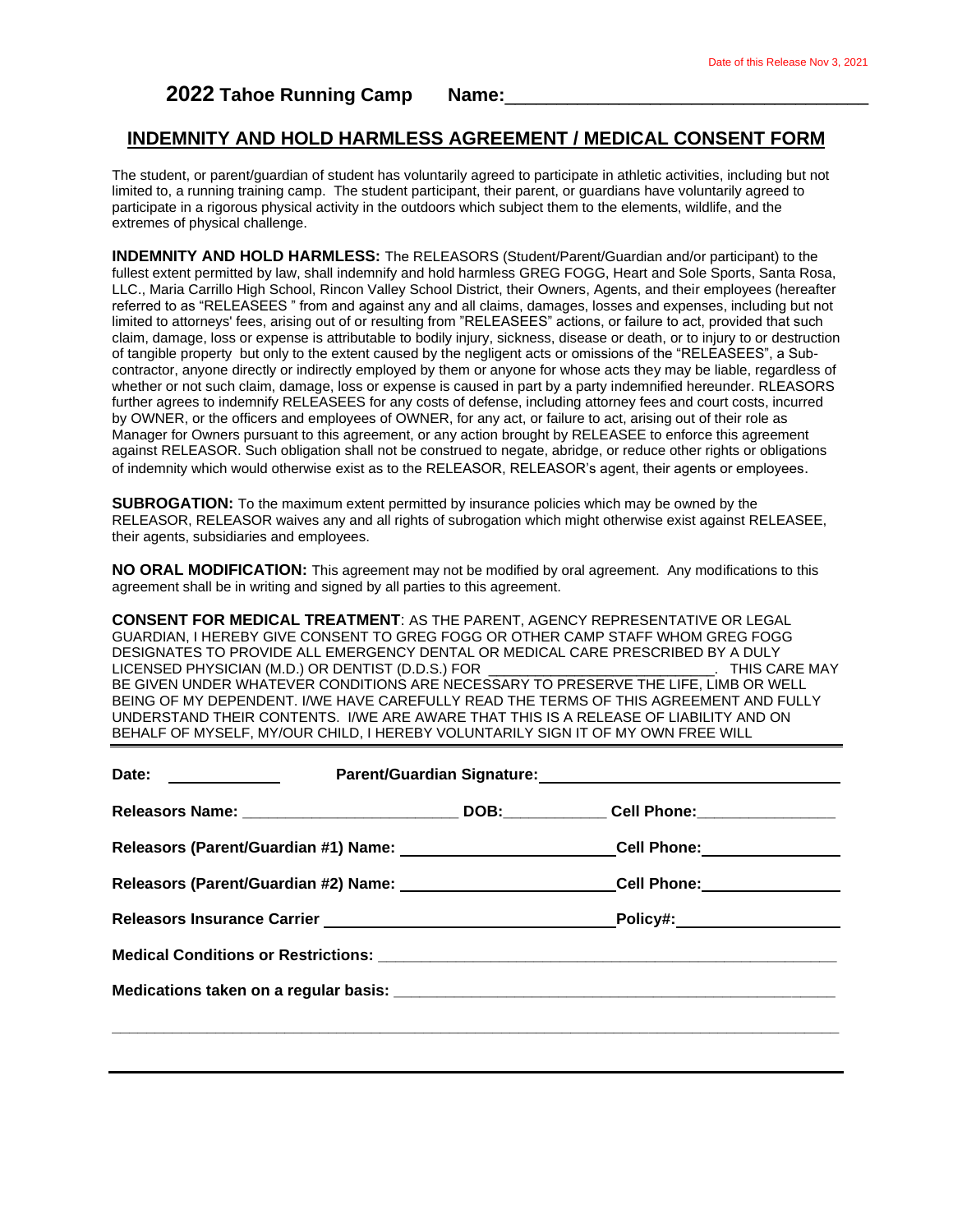Date of this Release Nov 3, 2021

**2022 Tahoe Running Camp Name:\_\_\_\_\_\_\_\_\_\_\_\_\_\_\_\_\_\_\_\_\_\_\_\_\_\_\_\_\_\_\_\_\_\_**

## INDEMNITY AND HOLD HARMLESS AGREEMENT / MEDICAL CONSENT FORM

The student, or parent/guardian of student has voluntarily agreed to participate in athletic activities, including but not limited to, a running training camp. The student participant, their parent, or guardians have voluntarily agreed to participate in a rigorous physical activity in the outdoors which subject them to the elements, wildlife, and the extremes of physical challenge.

**INDEMNITY AND HOLD HARMLESS:** The RELEASORS (Student/Parent/Guardian and/or participant) to the fullest extent permitted by law, shall indemnify and hold harmless GREG FOGG, Heart and Sole Sports, Santa Rosa, LLC., Maria Carrillo High School, Rincon Valley School District, their Owners, Agents, and their employees (hereafter referred to as "RELEASEES " from and against any and all claims, damages, losses and expenses, including but not limited to attorneys' fees, arising out of or resulting from "RELEASEES" actions, or failure to act, provided that such claim, damage, loss or expense is attributable to bodily injury, sickness, disease or death, or to injury to or destruction of tangible property but only to the extent caused by the negligent acts or omissions of the "RELEASEES", a Sub-contractor, anyone directly or indirectly employed by them or anyone for whose acts they may be liable, regardless of whether or not such claim, damage, loss or expense is caused in part by a party indemnified hereunder. RLEASORS further agrees to indemnify RELEASEES for any costs of defense, including attorney fees and court costs, incurred by OWNER, or the officers and employees of OWNER, for any act, or failure to act, arising out of their role as Manager for Owners pursuant to this agreement, or any action brought by RELEASEE to enforce this agreement against RELEASOR. Such obligation shall not be construed to negate, abridge, or reduce other rights or obligations of indemnity which would otherwise exist as to the RELEASOR, RELEASOR's agent, their agents or employees.

**SUBROGATION:** To the maximum extent permitted by insurance policies which may be owned by the RELEASOR, RELEASOR waives any and all rights of subrogation which might otherwise exist against RELEASEE, their agents, subsidiaries and employees.

**NO ORAL MODIFICATION:** This agreement may not be modified by oral agreement. Any modifications to this agreement shall be in writing and signed by all parties to this agreement.

**CONSENT FOR MEDICAL TREATMENT**: AS THE PARENT, AGENCY REPRESENTATIVE OR LEGAL GUARDIAN, I HEREBY GIVE CONSENT TO GREG FOGG OR OTHER CAMP STAFF WHOM GREG FOGG DESIGNATES TO PROVIDE ALL EMERGENCY DENTAL OR MEDICAL CARE PRESCRIBED BY A DULY LICENSED PHYSICIAN (M.D.) OR DENTIST (D.D.S.) FOR \_\_\_\_\_\_\_\_\_\_\_\_\_\_\_\_\_\_\_\_\_\_\_\_\_\_\_\_. THIS CARE MAY BE GIVEN UNDER WHATEVER CONDITIONS ARE NECESSARY TO PRESERVE THE LIFE, LIMB OR WELL BEING OF MY DEPENDENT. I/WE HAVE CAREFULLY READ THE TERMS OF THIS AGREEMENT AND FULLY UNDERSTAND THEIR CONTENTS. I/WE ARE AWARE THAT THIS IS A RELEASE OF LIABILITY AND ON BEHALF OF MYSELF, MY/OUR CHILD, I HEREBY VOLUNTARILY SIGN IT OF MY OWN FREE WILL

---

**Date:** \_\_\_\_\_\_\_\_\_\_\_\_ **Parent/Guardian Signature:**\_\_\_\_\_\_\_\_\_\_\_\_\_\_\_\_\_\_\_\_\_\_\_\_\_\_\_\_\_\_\_\_\_\_

**Releasors Name:** \_\_\_\_\_\_\_\_\_\_\_\_\_\_\_\_\_\_\_\_\_\_\_\_\_\_ **DOB:**\_\_\_\_\_\_\_\_\_\_\_\_ **Cell Phone:**\_\_\_\_\_\_\_\_\_\_\_\_\_\_\_\_

**Releasors (Parent/Guardian #1) Name:** \_\_\_\_\_\_\_\_\_\_\_\_\_\_\_\_\_\_\_\_\_\_\_\_\_\_ **Cell Phone:**\_\_\_\_\_\_\_\_\_\_\_\_\_\_\_\_

**Releasors (Parent/Guardian #2) Name:** \_\_\_\_\_\_\_\_\_\_\_\_\_\_\_\_\_\_\_\_\_\_\_\_\_\_ **Cell Phone:**\_\_\_\_\_\_\_\_\_\_\_\_\_\_\_\_

**Releasors Insurance Carrier** \_\_\_\_\_\_\_\_\_\_\_\_\_\_\_\_\_\_\_\_\_\_\_\_\_\_\_\_\_\_\_\_\_\_\_\_ **Policy#:**\_\_\_\_\_\_\_\_\_\_\_\_\_\_\_\_\_\_\_

**Medical Conditions or Restrictions:** \_\_\_\_\_\_\_\_\_\_\_\_\_\_\_\_\_\_\_\_\_\_\_\_\_\_\_\_\_\_\_\_\_\_\_\_\_\_\_\_\_\_\_\_\_\_\_\_\_\_\_\_

**Medications taken on a regular basis:** \_\_\_\_\_\_\_\_\_\_\_\_\_\_\_\_\_\_\_\_\_\_\_\_\_\_\_\_\_\_\_\_\_\_\_\_\_\_\_\_\_\_\_\_\_\_\_\_\_\_

\_\_\_\_\_\_\_\_\_\_\_\_\_\_\_\_\_\_\_\_\_\_\_\_\_\_\_\_\_\_\_\_\_\_\_\_\_\_\_\_\_\_\_\_\_\_\_\_\_\_\_\_\_\_\_\_\_\_\_\_\_\_\_\_\_\_\_\_\_\_\_\_\_\_\_\_\_\_